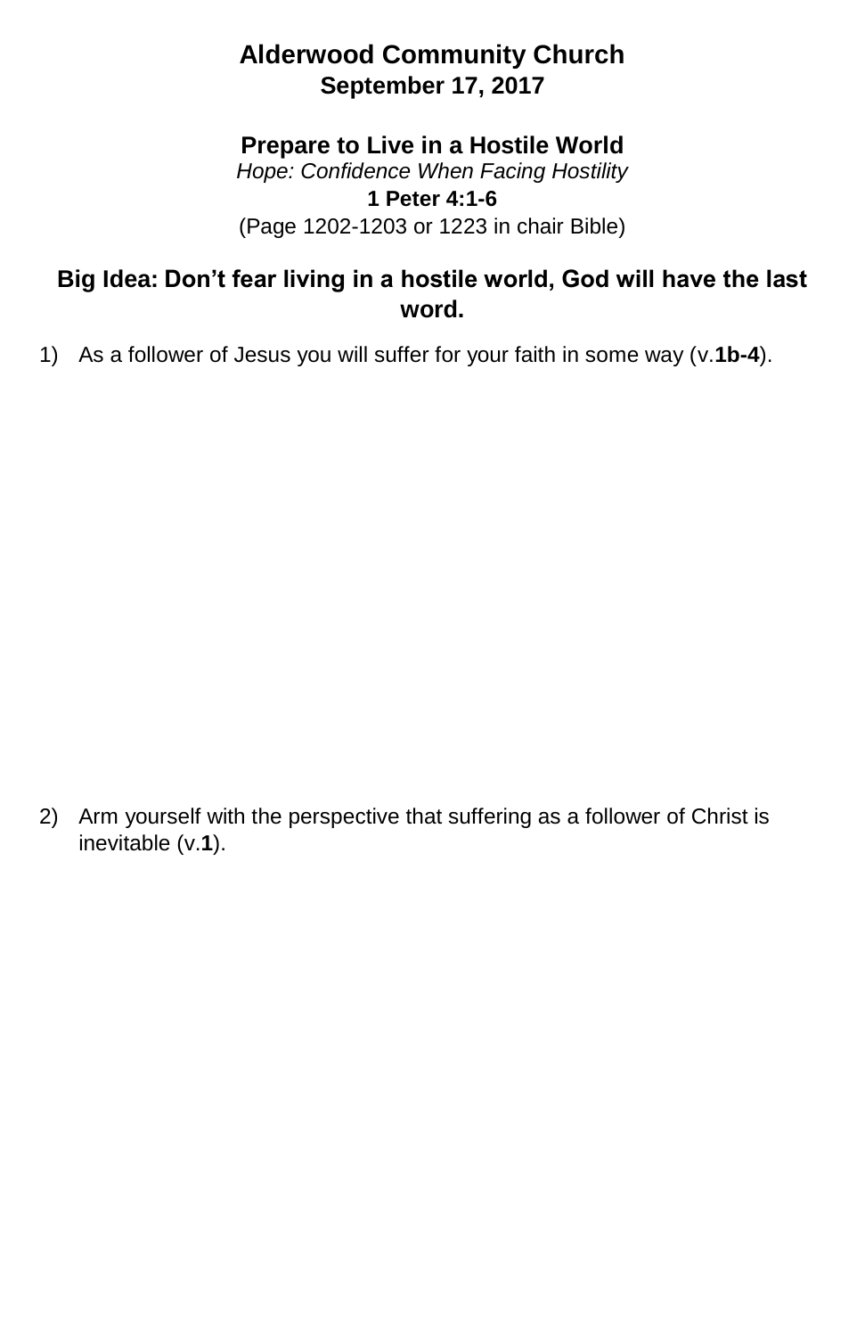# Alderwood Community Church

**September 17, 2017**

## Prepare to Live in a Hostile World

*Hope: Confidence When Facing Hostility*

**1 Peter 4:1-6**

(Page 1202-1203 or 1223 in chair Bible)

### Big Idea: Don't fear living in a hostile world, God will have the last word.

1) As a follower of Jesus you will suffer for your faith in some way (v.**1b-4**).

2) Arm yourself with the perspective that suffering as a follower of Christ is inevitable (v.**1**).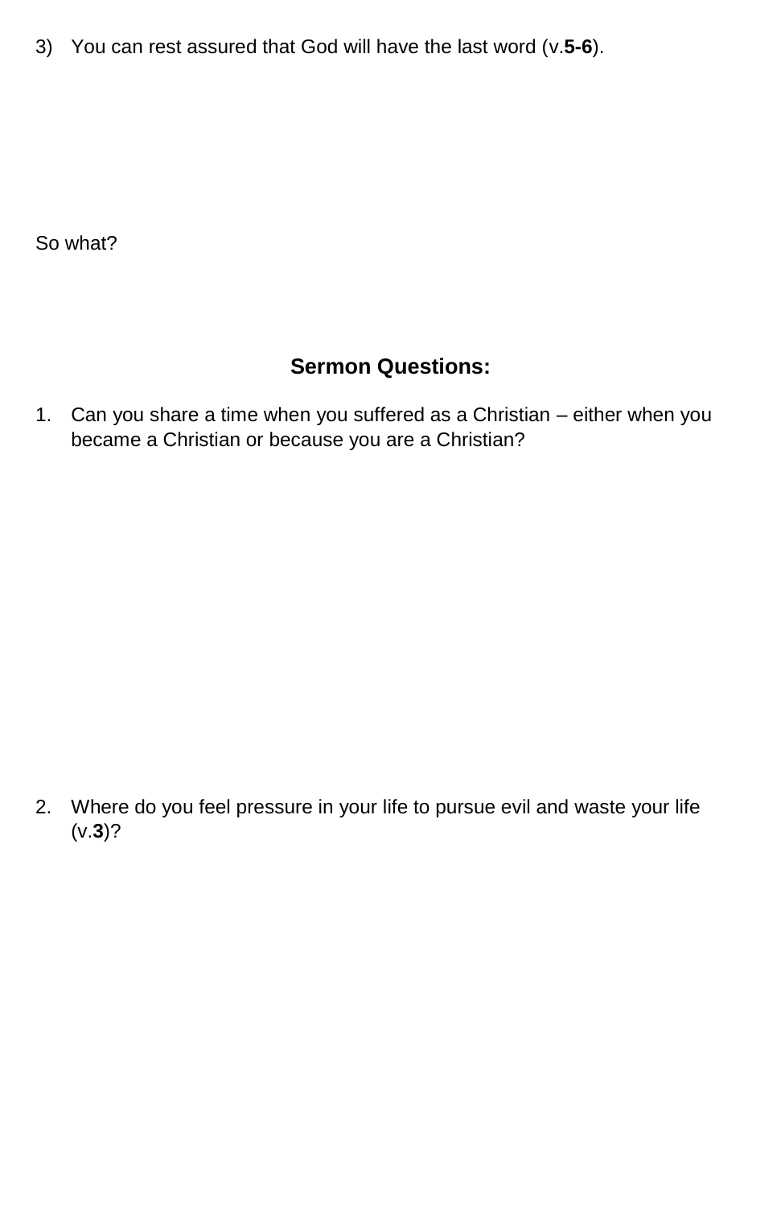3) You can rest assured that God will have the last word (v.**5-6**).

So what?

## Sermon Questions:

1. Can you share a time when you suffered as a Christian – either when you became a Christian or because you are a Christian?

2. Where do you feel pressure in your life to pursue evil and waste your life (v.**3**)?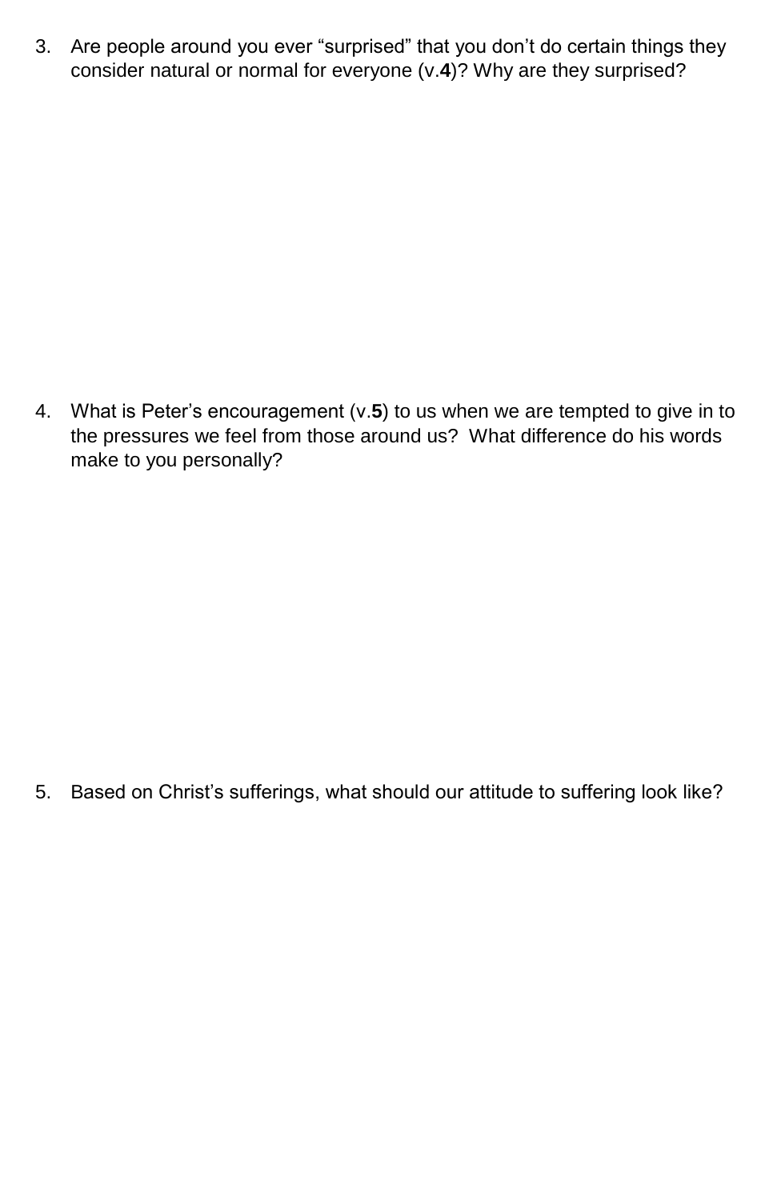3. Are people around you ever "surprised" that you don't do certain things they consider natural or normal for everyone (v.**4**)? Why are they surprised?

4. What is Peter's encouragement (v.**5**) to us when we are tempted to give in to the pressures we feel from those around us? What difference do his words make to you personally?

5. Based on Christ's sufferings, what should our attitude to suffering look like?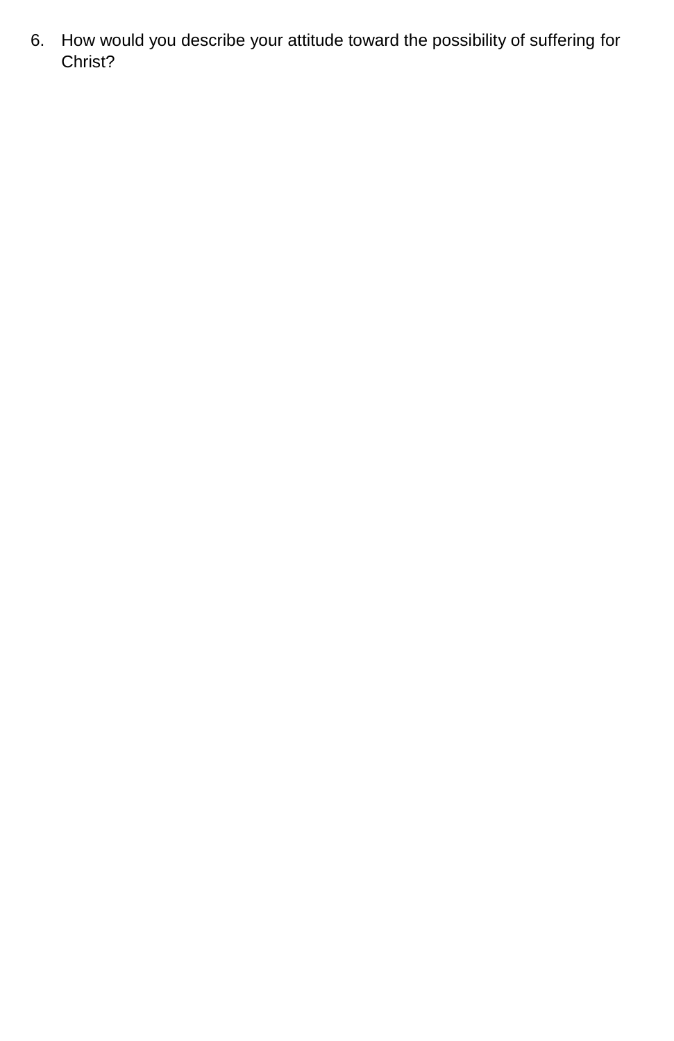6. How would you describe your attitude toward the possibility of suffering for Christ?